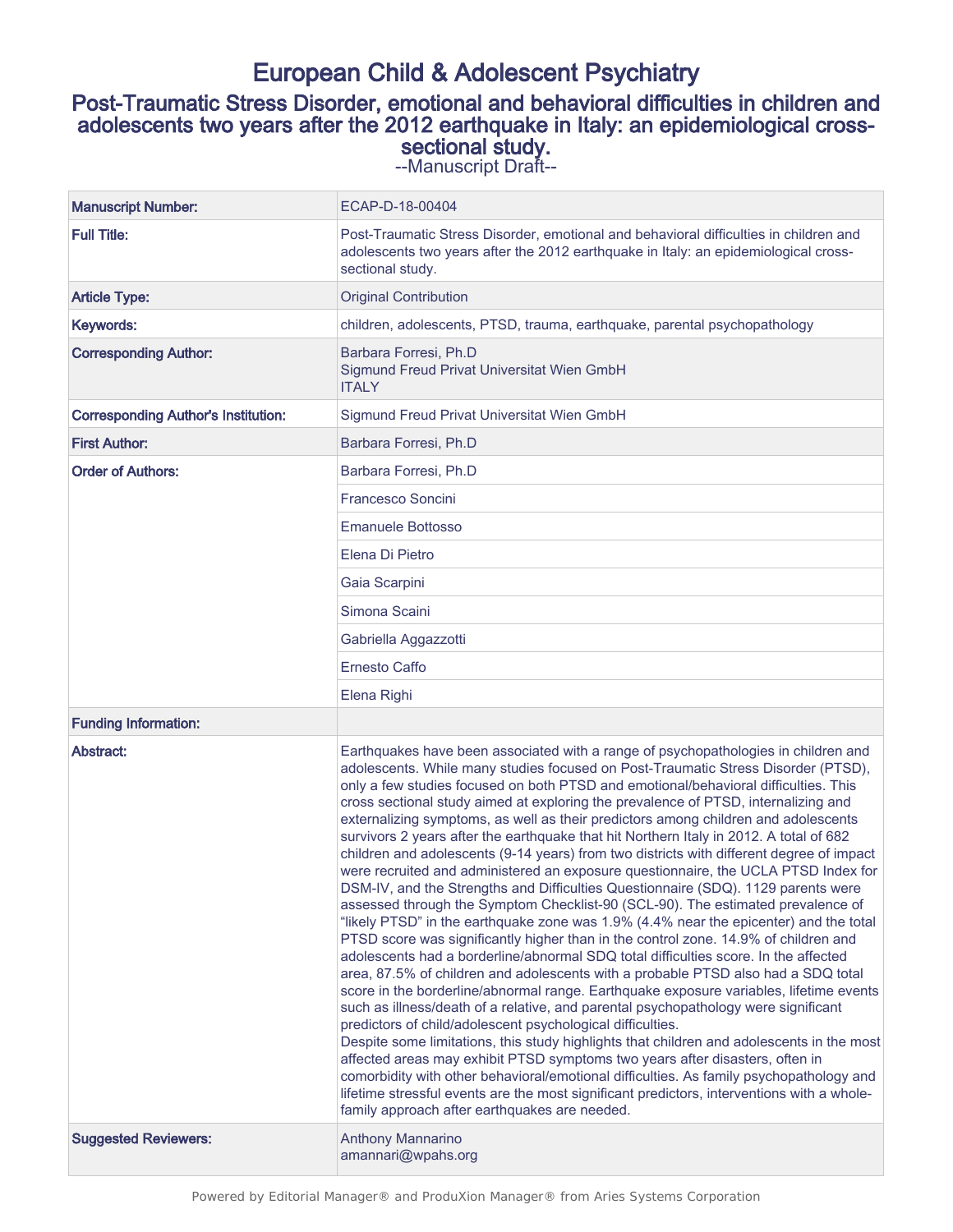# European Child & Adolescent Psychiatry

## Post-Traumatic Stress Disorder, emotional and behavioral difficulties in children and adolescents two years after the 2012 earthquake in Italy: an epidemiological cross-sectional study.

--Manuscript Draft--

| | |
|---|---|
| **Manuscript Number:** | ECAP-D-18-00404 |
| **Full Title:** | Post-Traumatic Stress Disorder, emotional and behavioral difficulties in children and adolescents two years after the 2012 earthquake in Italy: an epidemiological cross-sectional study. |
| **Article Type:** | Original Contribution |
| **Keywords:** | children, adolescents, PTSD, trauma, earthquake, parental psychopathology |
| **Corresponding Author:** | Barbara Forresi, Ph.D<br>Sigmund Freud Privat Universitat Wien GmbH<br>ITALY |
| **Corresponding Author's Institution:** | Sigmund Freud Privat Universitat Wien GmbH |
| **First Author:** | Barbara Forresi, Ph.D |
| **Order of Authors:** | Barbara Forresi, Ph.D |
| | Francesco Soncini |
| | Emanuele Bottosso |
| | Elena Di Pietro |
| | Gaia Scarpini |
| | Simona Scaini |
| | Gabriella Aggazzotti |
| | Ernesto Caffo |
| | Elena Righi |
| **Funding Information:** | |
| **Abstract:** | Earthquakes have been associated with a range of psychopathologies in children and adolescents. While many studies focused on Post-Traumatic Stress Disorder (PTSD), only a few studies focused on both PTSD and emotional/behavioral difficulties. This cross sectional study aimed at exploring the prevalence of PTSD, internalizing and externalizing symptoms, as well as their predictors among children and adolescents survivors 2 years after the earthquake that hit Northern Italy in 2012. A total of 682 children and adolescents (9-14 years) from two districts with different degree of impact were recruited and administered an exposure questionnaire, the UCLA PTSD Index for DSM-IV, and the Strengths and Difficulties Questionnaire (SDQ). 1129 parents were assessed through the Symptom Checklist-90 (SCL-90). The estimated prevalence of "likely PTSD" in the earthquake zone was 1.9% (4.4% near the epicenter) and the total PTSD score was significantly higher than in the control zone. 14.9% of children and adolescents had a borderline/abnormal SDQ total difficulties score. In the affected area, 87.5% of children and adolescents with a probable PTSD also had a SDQ total score in the borderline/abnormal range. Earthquake exposure variables, lifetime events such as illness/death of a relative, and parental psychopathology were significant predictors of child/adolescent psychological difficulties.<br>Despite some limitations, this study highlights that children and adolescents in the most affected areas may exhibit PTSD symptoms two years after disasters, often in comorbidity with other behavioral/emotional difficulties. As family psychopathology and lifetime stressful events are the most significant predictors, interventions with a whole-family approach after earthquakes are needed. |
| **Suggested Reviewers:** | Anthony Mannarino<br>amannari@wpahs.org |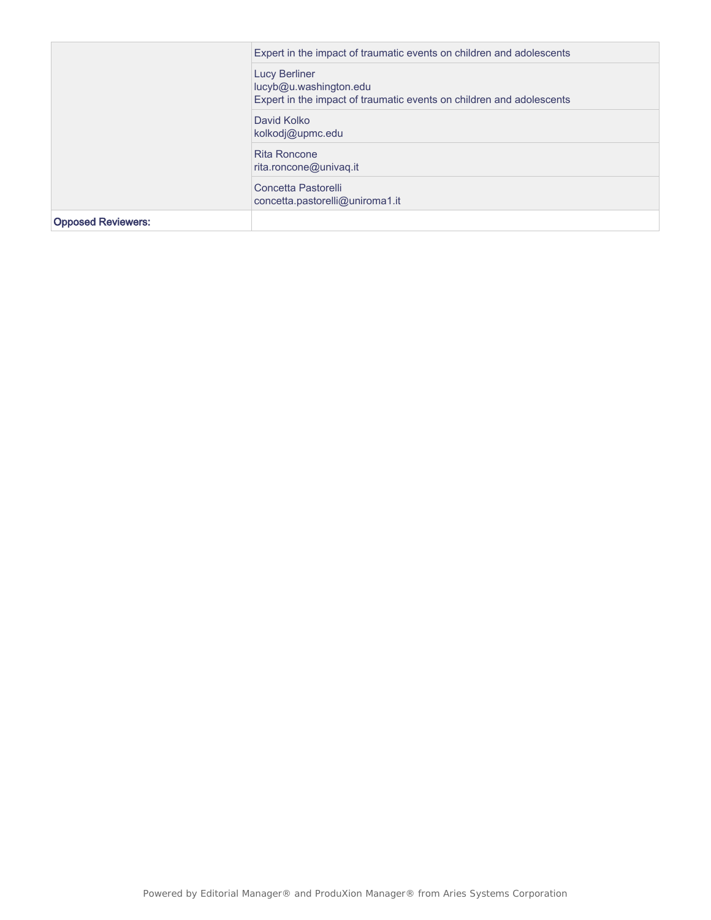| | |
|---|---|
| | Expert in the impact of traumatic events on children and adolescents |
| | Lucy Berliner<br>lucyb@u.washington.edu<br>Expert in the impact of traumatic events on children and adolescents |
| | David Kolko<br>kolkodj@upmc.edu |
| | Rita Roncone<br>rita.roncone@univaq.it |
| | Concetta Pastorelli<br>concetta.pastorelli@uniroma1.it |
| **Opposed Reviewers:** | |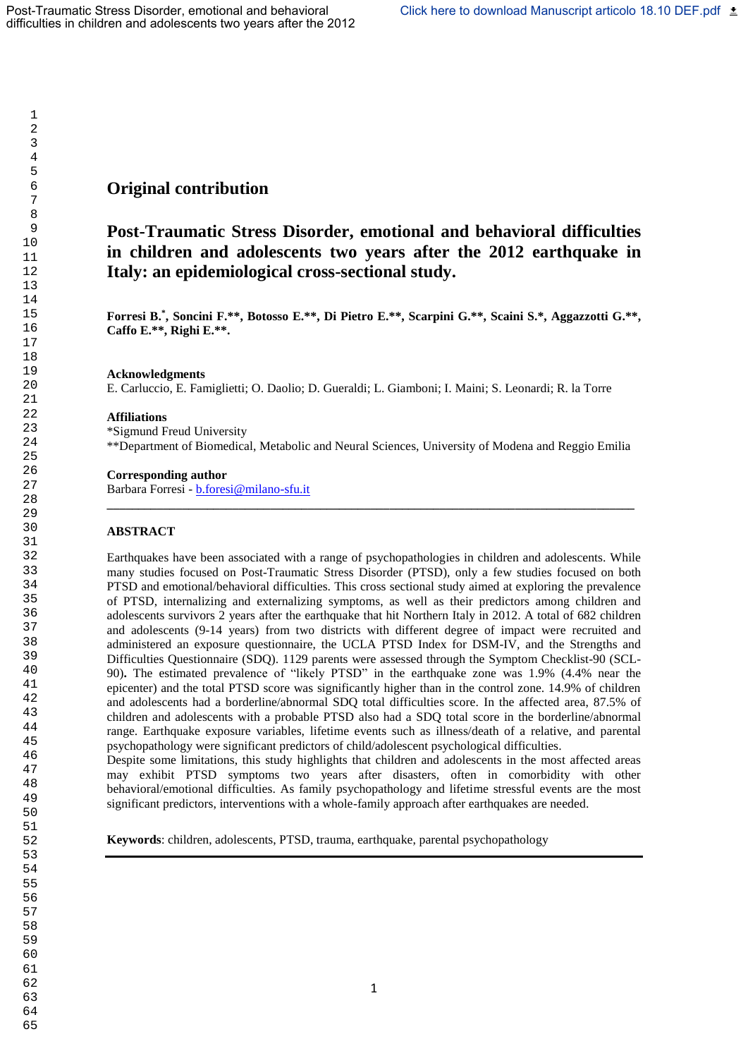## Original contribution

# Post-Traumatic Stress Disorder, emotional and behavioral difficulties in children and adolescents two years after the 2012 earthquake in Italy: an epidemiological cross-sectional study.

**Forresi B.[*], Soncini F.\*\*, Botosso E.\*\*, Di Pietro E.\*\*, Scarpini G.\*\*, Scaini S.\*, Aggazzotti G.\*\*, Caffo E.\*\*, Righi E.\*\*.**

**Acknowledgments**
E. Carluccio, E. Famiglietti; O. Daolio; D. Gueraldi; L. Giamboni; I. Maini; S. Leonardi; R. la Torre

**Affiliations**
*Sigmund Freud University
**Department of Biomedical, Metabolic and Neural Sciences, University of Modena and Reggio Emilia

**Corresponding author**
Barbara Forresi - b.foresi@milano-sfu.it

---

### ABSTRACT

Earthquakes have been associated with a range of psychopathologies in children and adolescents. While many studies focused on Post-Traumatic Stress Disorder (PTSD), only a few studies focused on both PTSD and emotional/behavioral difficulties. This cross sectional study aimed at exploring the prevalence of PTSD, internalizing and externalizing symptoms, as well as their predictors among children and adolescents survivors 2 years after the earthquake that hit Northern Italy in 2012. A total of 682 children and adolescents (9-14 years) from two districts with different degree of impact were recruited and administered an exposure questionnaire, the UCLA PTSD Index for DSM-IV, and the Strengths and Difficulties Questionnaire (SDQ). 1129 parents were assessed through the Symptom Checklist-90 (SCL-90)**.** The estimated prevalence of "likely PTSD" in the earthquake zone was 1.9% (4.4% near the epicenter) and the total PTSD score was significantly higher than in the control zone. 14.9% of children and adolescents had a borderline/abnormal SDQ total difficulties score. In the affected area, 87.5% of children and adolescents with a probable PTSD also had a SDQ total score in the borderline/abnormal range. Earthquake exposure variables, lifetime events such as illness/death of a relative, and parental psychopathology were significant predictors of child/adolescent psychological difficulties.
Despite some limitations, this study highlights that children and adolescents in the most affected areas may exhibit PTSD symptoms two years after disasters, often in comorbidity with other behavioral/emotional difficulties. As family psychopathology and lifetime stressful events are the most significant predictors, interventions with a whole-family approach after earthquakes are needed.

**Keywords**: children, adolescents, PTSD, trauma, earthquake, parental psychopathology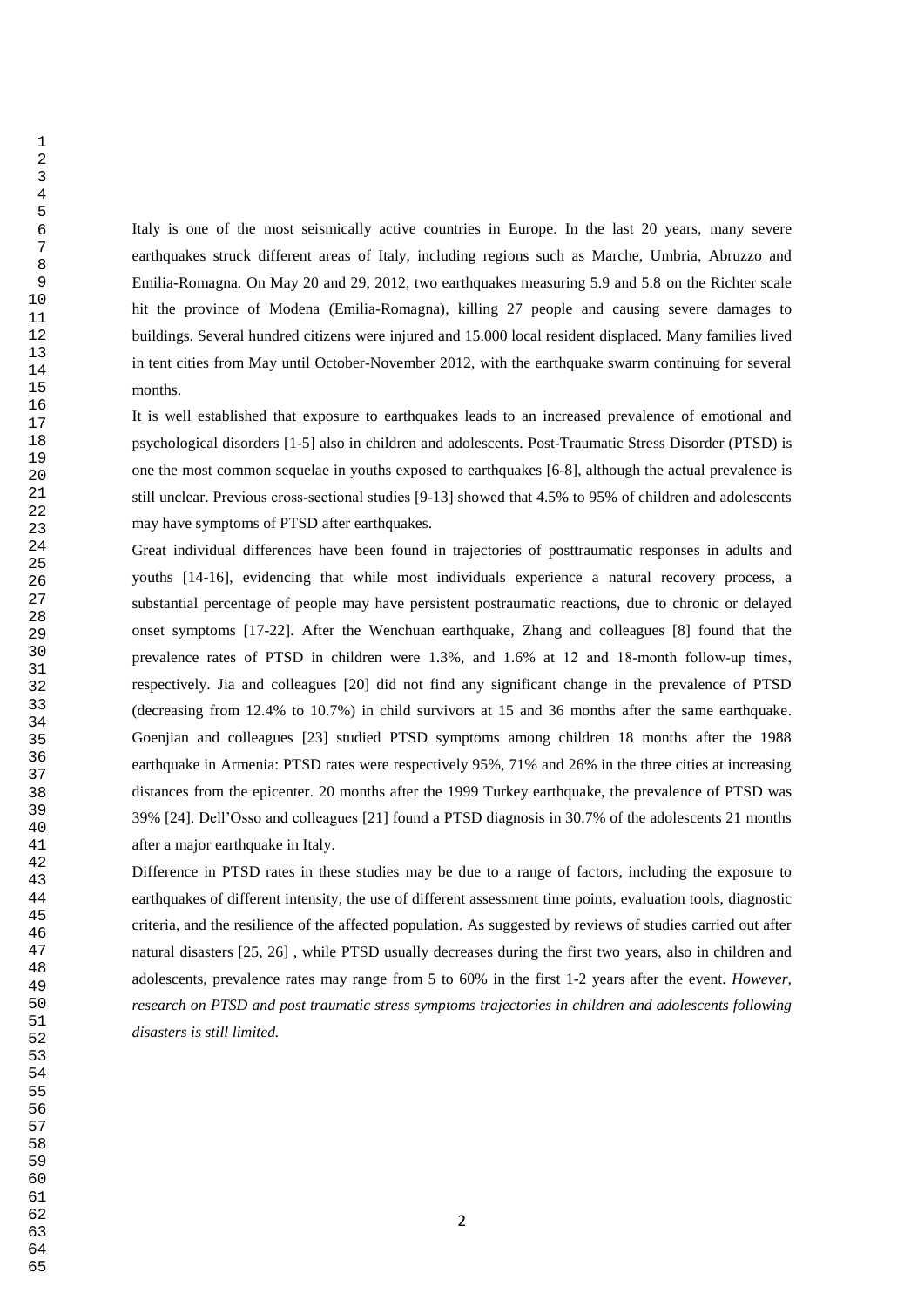Italy is one of the most seismically active countries in Europe. In the last 20 years, many severe earthquakes struck different areas of Italy, including regions such as Marche, Umbria, Abruzzo and Emilia-Romagna. On May 20 and 29, 2012, two earthquakes measuring 5.9 and 5.8 on the Richter scale hit the province of Modena (Emilia-Romagna), killing 27 people and causing severe damages to buildings. Several hundred citizens were injured and 15.000 local resident displaced. Many families lived in tent cities from May until October-November 2012, with the earthquake swarm continuing for several months.

It is well established that exposure to earthquakes leads to an increased prevalence of emotional and psychological disorders [1-5] also in children and adolescents. Post-Traumatic Stress Disorder (PTSD) is one the most common sequelae in youths exposed to earthquakes [6-8], although the actual prevalence is still unclear. Previous cross-sectional studies [9-13] showed that 4.5% to 95% of children and adolescents may have symptoms of PTSD after earthquakes.

Great individual differences have been found in trajectories of posttraumatic responses in adults and youths [14-16], evidencing that while most individuals experience a natural recovery process, a substantial percentage of people may have persistent postraumatic reactions, due to chronic or delayed onset symptoms [17-22]. After the Wenchuan earthquake, Zhang and colleagues [8] found that the prevalence rates of PTSD in children were 1.3%, and 1.6% at 12 and 18-month follow-up times, respectively. Jia and colleagues [20] did not find any significant change in the prevalence of PTSD (decreasing from 12.4% to 10.7%) in child survivors at 15 and 36 months after the same earthquake. Goenjian and colleagues [23] studied PTSD symptoms among children 18 months after the 1988 earthquake in Armenia: PTSD rates were respectively 95%, 71% and 26% in the three cities at increasing distances from the epicenter. 20 months after the 1999 Turkey earthquake, the prevalence of PTSD was 39% [24]. Dell'Osso and colleagues [21] found a PTSD diagnosis in 30.7% of the adolescents 21 months after a major earthquake in Italy.

Difference in PTSD rates in these studies may be due to a range of factors, including the exposure to earthquakes of different intensity, the use of different assessment time points, evaluation tools, diagnostic criteria, and the resilience of the affected population. As suggested by reviews of studies carried out after natural disasters [25, 26] , while PTSD usually decreases during the first two years, also in children and adolescents, prevalence rates may range from 5 to 60% in the first 1-2 years after the event. *However, research on PTSD and post traumatic stress symptoms trajectories in children and adolescents following disasters is still limited.*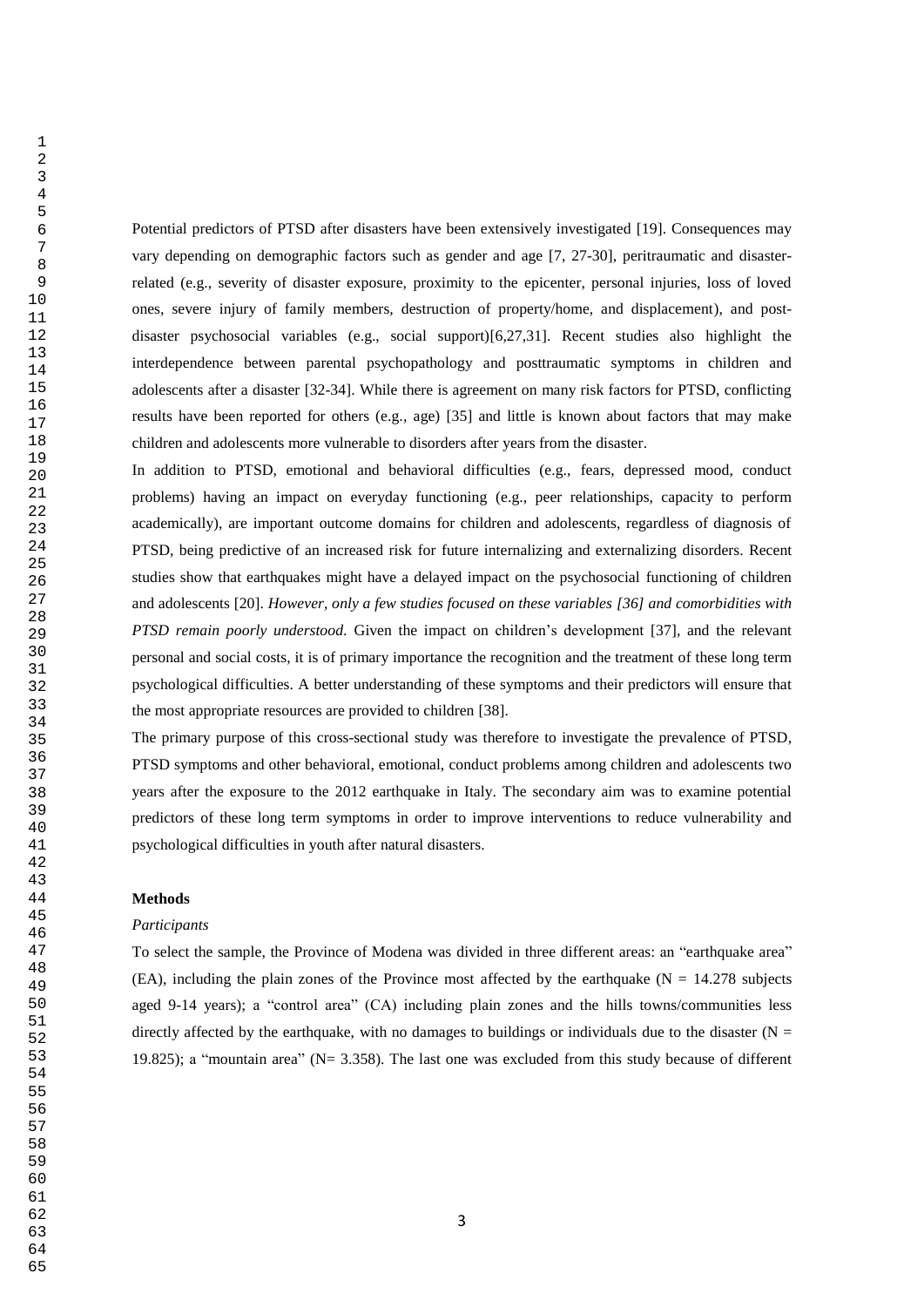Potential predictors of PTSD after disasters have been extensively investigated [19]. Consequences may vary depending on demographic factors such as gender and age [7, 27-30], peritraumatic and disaster-related (e.g., severity of disaster exposure, proximity to the epicenter, personal injuries, loss of loved ones, severe injury of family members, destruction of property/home, and displacement), and post-disaster psychosocial variables (e.g., social support)[6,27,31]. Recent studies also highlight the interdependence between parental psychopathology and posttraumatic symptoms in children and adolescents after a disaster [32-34]. While there is agreement on many risk factors for PTSD, conflicting results have been reported for others (e.g., age) [35] and little is known about factors that may make children and adolescents more vulnerable to disorders after years from the disaster.

In addition to PTSD, emotional and behavioral difficulties (e.g., fears, depressed mood, conduct problems) having an impact on everyday functioning (e.g., peer relationships, capacity to perform academically), are important outcome domains for children and adolescents, regardless of diagnosis of PTSD, being predictive of an increased risk for future internalizing and externalizing disorders. Recent studies show that earthquakes might have a delayed impact on the psychosocial functioning of children and adolescents [20]. *However, only a few studies focused on these variables [36] and comorbidities with PTSD remain poorly understood.* Given the impact on children's development [37], and the relevant personal and social costs, it is of primary importance the recognition and the treatment of these long term psychological difficulties. A better understanding of these symptoms and their predictors will ensure that the most appropriate resources are provided to children [38].

The primary purpose of this cross-sectional study was therefore to investigate the prevalence of PTSD, PTSD symptoms and other behavioral, emotional, conduct problems among children and adolescents two years after the exposure to the 2012 earthquake in Italy. The secondary aim was to examine potential predictors of these long term symptoms in order to improve interventions to reduce vulnerability and psychological difficulties in youth after natural disasters.

## Methods

### *Participants*

To select the sample, the Province of Modena was divided in three different areas: an "earthquake area" (EA), including the plain zones of the Province most affected by the earthquake (N = 14.278 subjects aged 9-14 years); a "control area" (CA) including plain zones and the hills towns/communities less directly affected by the earthquake, with no damages to buildings or individuals due to the disaster (N = 19.825); a "mountain area" (N= 3.358). The last one was excluded from this study because of different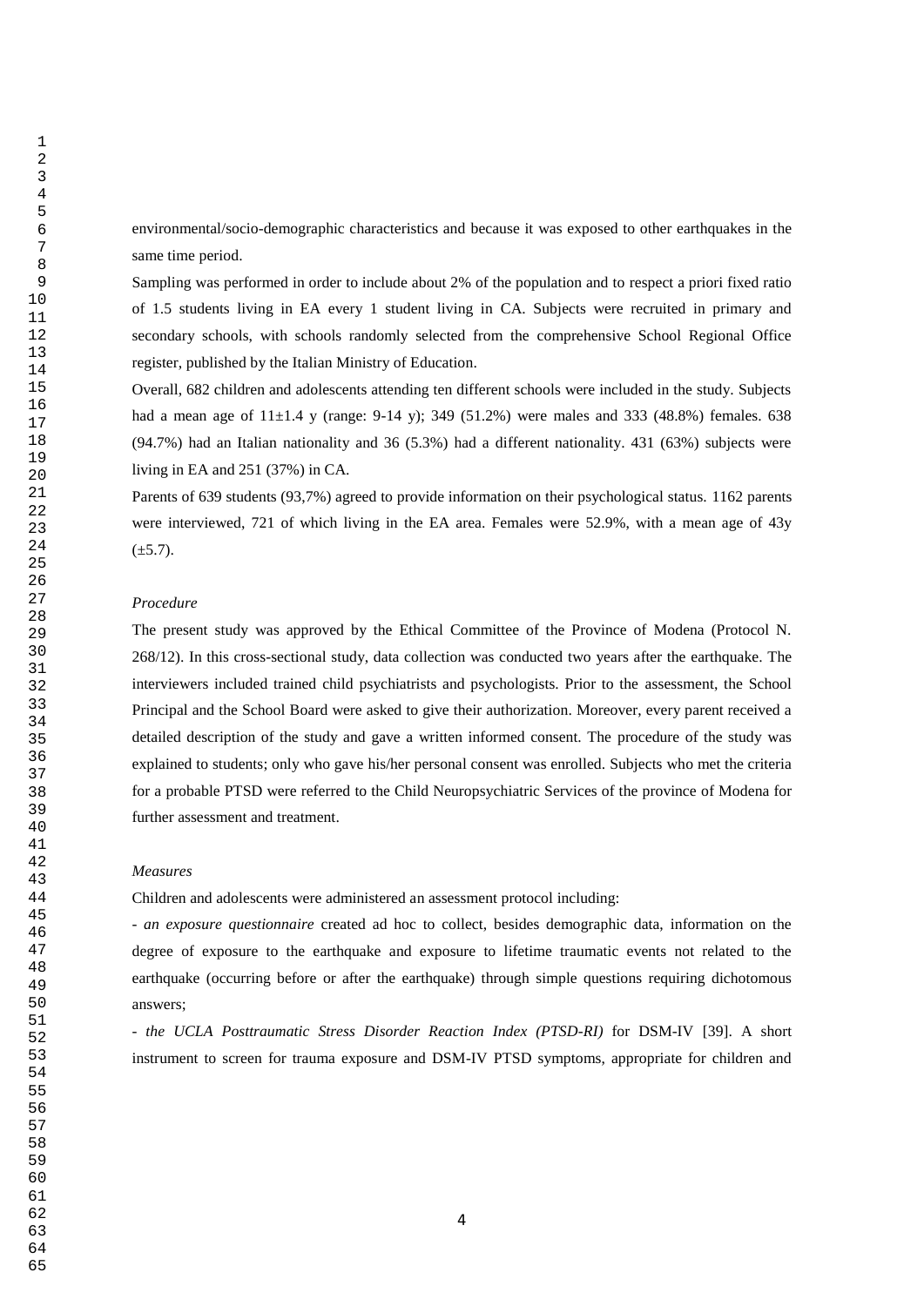environmental/socio-demographic characteristics and because it was exposed to other earthquakes in the same time period.

Sampling was performed in order to include about 2% of the population and to respect a priori fixed ratio of 1.5 students living in EA every 1 student living in CA. Subjects were recruited in primary and secondary schools, with schools randomly selected from the comprehensive School Regional Office register, published by the Italian Ministry of Education.

Overall, 682 children and adolescents attending ten different schools were included in the study. Subjects had a mean age of 11±1.4 y (range: 9-14 y); 349 (51.2%) were males and 333 (48.8%) females. 638 (94.7%) had an Italian nationality and 36 (5.3%) had a different nationality. 431 (63%) subjects were living in EA and 251 (37%) in CA.

Parents of 639 students (93,7%) agreed to provide information on their psychological status. 1162 parents were interviewed, 721 of which living in the EA area. Females were 52.9%, with a mean age of 43y (±5.7).

*Procedure*

The present study was approved by the Ethical Committee of the Province of Modena (Protocol N. 268/12). In this cross-sectional study, data collection was conducted two years after the earthquake. The interviewers included trained child psychiatrists and psychologists. Prior to the assessment, the School Principal and the School Board were asked to give their authorization. Moreover, every parent received a detailed description of the study and gave a written informed consent. The procedure of the study was explained to students; only who gave his/her personal consent was enrolled. Subjects who met the criteria for a probable PTSD were referred to the Child Neuropsychiatric Services of the province of Modena for further assessment and treatment.

*Measures*

Children and adolescents were administered an assessment protocol including:

- *an exposure questionnaire* created ad hoc to collect, besides demographic data, information on the degree of exposure to the earthquake and exposure to lifetime traumatic events not related to the earthquake (occurring before or after the earthquake) through simple questions requiring dichotomous answers;

- *the UCLA Posttraumatic Stress Disorder Reaction Index (PTSD-RI)* for DSM-IV [39]. A short instrument to screen for trauma exposure and DSM-IV PTSD symptoms, appropriate for children and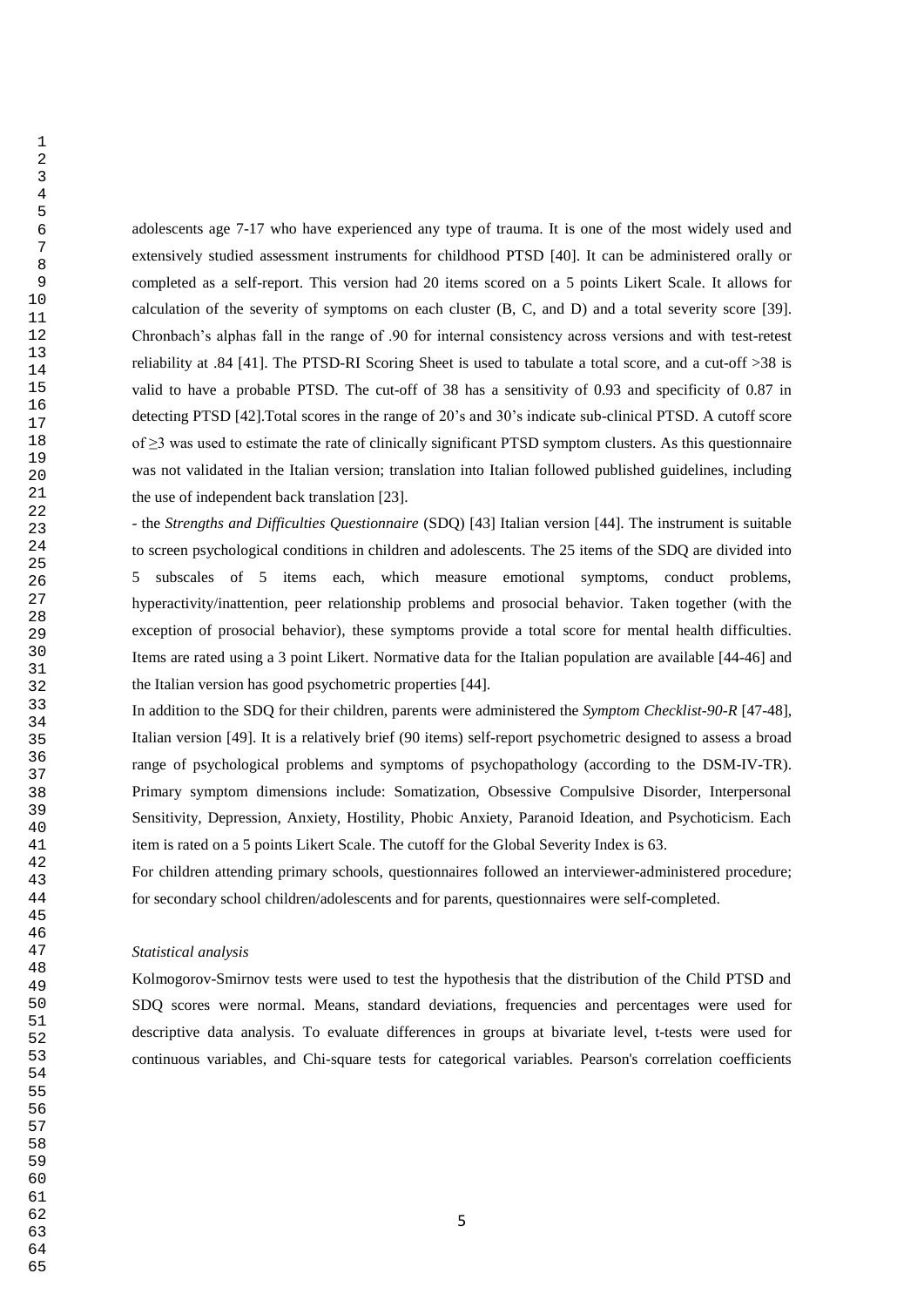adolescents age 7-17 who have experienced any type of trauma. It is one of the most widely used and extensively studied assessment instruments for childhood PTSD [40]. It can be administered orally or completed as a self-report. This version had 20 items scored on a 5 points Likert Scale. It allows for calculation of the severity of symptoms on each cluster (B, C, and D) and a total severity score [39]. Chronbach's alphas fall in the range of .90 for internal consistency across versions and with test-retest reliability at .84 [41]. The PTSD-RI Scoring Sheet is used to tabulate a total score, and a cut-off >38 is valid to have a probable PTSD. The cut-off of 38 has a sensitivity of 0.93 and specificity of 0.87 in detecting PTSD [42].Total scores in the range of 20's and 30's indicate sub-clinical PTSD. A cutoff score of ≥3 was used to estimate the rate of clinically significant PTSD symptom clusters. As this questionnaire was not validated in the Italian version; translation into Italian followed published guidelines, including the use of independent back translation [23].

- the *Strengths and Difficulties Questionnaire* (SDQ) [43] Italian version [44]. The instrument is suitable to screen psychological conditions in children and adolescents. The 25 items of the SDQ are divided into 5 subscales of 5 items each, which measure emotional symptoms, conduct problems, hyperactivity/inattention, peer relationship problems and prosocial behavior. Taken together (with the exception of prosocial behavior), these symptoms provide a total score for mental health difficulties. Items are rated using a 3 point Likert. Normative data for the Italian population are available [44-46] and the Italian version has good psychometric properties [44].

In addition to the SDQ for their children, parents were administered the *Symptom Checklist-90-R* [47-48], Italian version [49]. It is a relatively brief (90 items) self-report psychometric designed to assess a broad range of psychological problems and symptoms of psychopathology (according to the DSM-IV-TR). Primary symptom dimensions include: Somatization, Obsessive Compulsive Disorder, Interpersonal Sensitivity, Depression, Anxiety, Hostility, Phobic Anxiety, Paranoid Ideation, and Psychoticism. Each item is rated on a 5 points Likert Scale. The cutoff for the Global Severity Index is 63.

For children attending primary schools, questionnaires followed an interviewer-administered procedure; for secondary school children/adolescents and for parents, questionnaires were self-completed.

*Statistical analysis*

Kolmogorov-Smirnov tests were used to test the hypothesis that the distribution of the Child PTSD and SDQ scores were normal. Means, standard deviations, frequencies and percentages were used for descriptive data analysis. To evaluate differences in groups at bivariate level, t-tests were used for continuous variables, and Chi-square tests for categorical variables. Pearson's correlation coefficients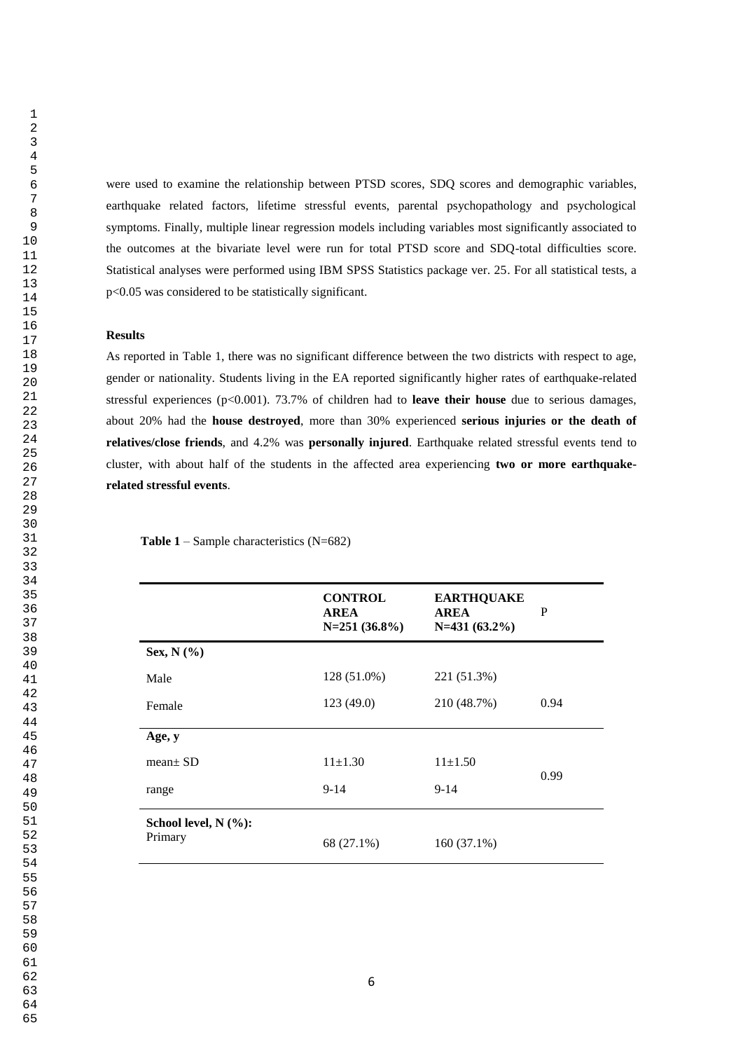were used to examine the relationship between PTSD scores, SDQ scores and demographic variables, earthquake related factors, lifetime stressful events, parental psychopathology and psychological symptoms. Finally, multiple linear regression models including variables most significantly associated to the outcomes at the bivariate level were run for total PTSD score and SDQ-total difficulties score. Statistical analyses were performed using IBM SPSS Statistics package ver. 25. For all statistical tests, a $p<0.05$ was considered to be statistically significant.

## Results

As reported in Table 1, there was no significant difference between the two districts with respect to age, gender or nationality. Students living in the EA reported significantly higher rates of earthquake-related stressful experiences ($p<0.001$). 73.7% of children had to **leave their house** due to serious damages, about 20% had the **house destroyed**, more than 30% experienced **serious injuries or the death of relatives/close friends**, and 4.2% was **personally injured**. Earthquake related stressful events tend to cluster, with about half of the students in the affected area experiencing **two or more earthquake-related stressful events**.

**Table 1** – Sample characteristics (N=682)

| | CONTROL AREA N=251 (36.8%) | EARTHQUAKE AREA N=431 (63.2%) | P |
|---|---|---|---|
| **Sex, N (%)** | | | |
| Male | 128 (51.0%) | 221 (51.3%) | |
| Female | 123 (49.0) | 210 (48.7%) | 0.94 |
| **Age, y** | | | |
| mean± SD | 11±1.30 | 11±1.50 | 0.99 |
| range | 9-14 | 9-14 | |
| **School level, N (%):** | | | |
| Primary | 68 (27.1%) | 160 (37.1%) | |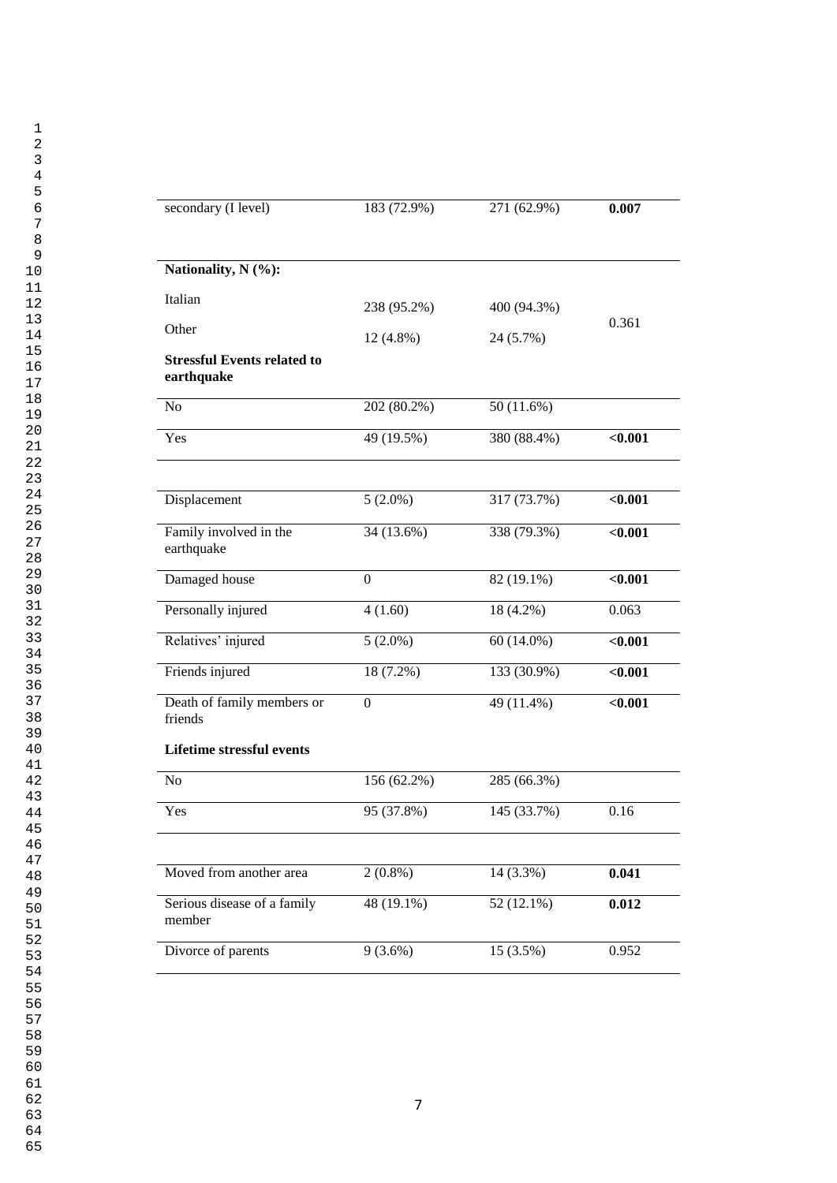| | | | |
|---|---|---|---|
| secondary (I level) | 183 (72.9%) | 271 (62.9%) | **0.007** |
| **Nationality, N (%):** | | | |
| Italian | 238 (95.2%) | 400 (94.3%) | 0.361 |
| Other | 12 (4.8%) | 24 (5.7%) | |
| **Stressful Events related to earthquake** | | | |
| No | 202 (80.2%) | 50 (11.6%) | |
| Yes | 49 (19.5%) | 380 (88.4%) | **<0.001** |
| | | | |
| Displacement | 5 (2.0%) | 317 (73.7%) | **<0.001** |
| Family involved in the earthquake | 34 (13.6%) | 338 (79.3%) | **<0.001** |
| Damaged house | 0 | 82 (19.1%) | **<0.001** |
| Personally injured | 4 (1.60) | 18 (4.2%) | 0.063 |
| Relatives' injured | 5 (2.0%) | 60 (14.0%) | **<0.001** |
| Friends injured | 18 (7.2%) | 133 (30.9%) | **<0.001** |
| Death of family members or friends | 0 | 49 (11.4%) | **<0.001** |
| **Lifetime stressful events** | | | |
| No | 156 (62.2%) | 285 (66.3%) | |
| Yes | 95 (37.8%) | 145 (33.7%) | 0.16 |
| | | | |
| Moved from another area | 2 (0.8%) | 14 (3.3%) | **0.041** |
| Serious disease of a family member | 48 (19.1%) | 52 (12.1%) | **0.012** |
| Divorce of parents | 9 (3.6%) | 15 (3.5%) | 0.952 |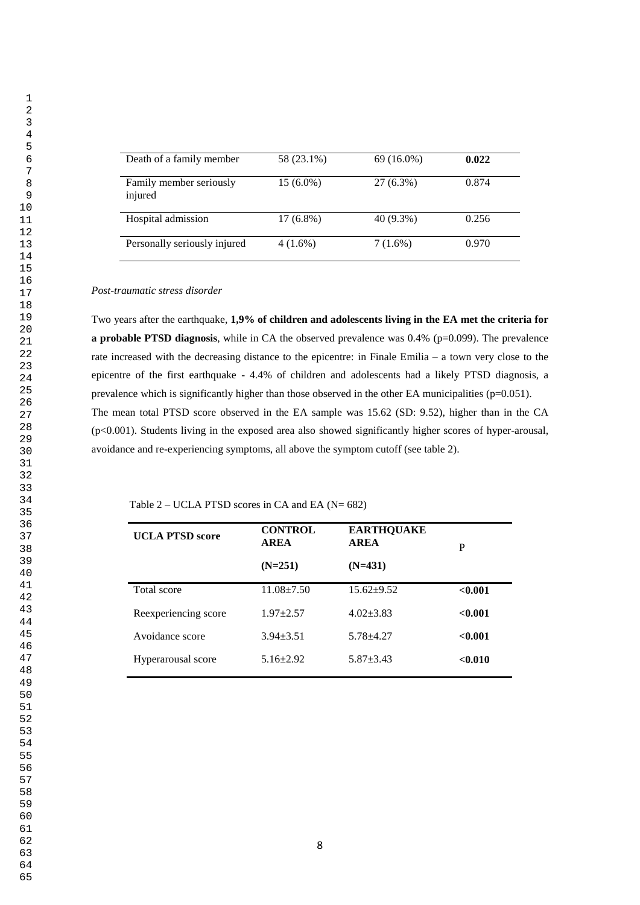| Death of a family member | 58 (23.1%) | 69 (16.0%) | **0.022** |
|---|---|---|---|
| Family member seriously injured | 15 (6.0%) | 27 (6.3%) | 0.874 |
| Hospital admission | 17 (6.8%) | 40 (9.3%) | 0.256 |
| Personally seriously injured | 4 (1.6%) | 7 (1.6%) | 0.970 |

*Post-traumatic stress disorder*

Two years after the earthquake, **1,9% of children and adolescents living in the EA met the criteria for a probable PTSD diagnosis**, while in CA the observed prevalence was 0.4% (p=0.099). The prevalence rate increased with the decreasing distance to the epicentre: in Finale Emilia – a town very close to the epicentre of the first earthquake - 4.4% of children and adolescents had a likely PTSD diagnosis, a prevalence which is significantly higher than those observed in the other EA municipalities (p=0.051).
The mean total PTSD score observed in the EA sample was 15.62 (SD: 9.52), higher than in the CA (p<0.001). Students living in the exposed area also showed significantly higher scores of hyper-arousal, avoidance and re-experiencing symptoms, all above the symptom cutoff (see table 2).

Table 2 – UCLA PTSD scores in CA and EA (N= 682)

| **UCLA PTSD score** | **CONTROL AREA (N=251)** | **EARTHQUAKE AREA (N=431)** | P |
|---|---|---|---|
| Total score | 11.08±7.50 | 15.62±9.52 | **<0.001** |
| Reexperiencing score | 1.97±2.57 | 4.02±3.83 | **<0.001** |
| Avoidance score | 3.94±3.51 | 5.78±4.27 | **<0.001** |
| Hyperarousal score | 5.16±2.92 | 5.87±3.43 | **<0.010** |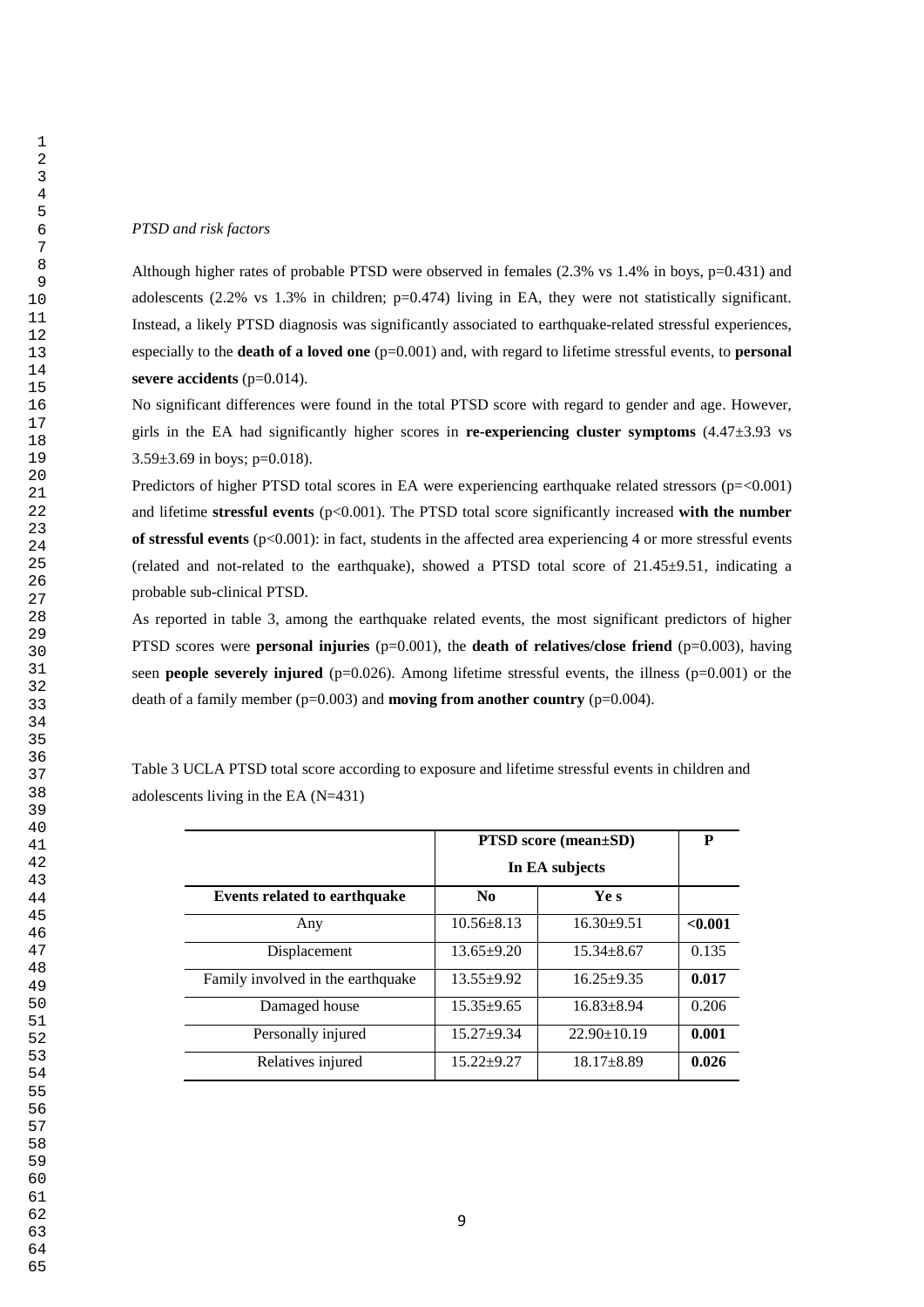*PTSD and risk factors*

Although higher rates of probable PTSD were observed in females (2.3% vs 1.4% in boys, p=0.431) and adolescents (2.2% vs 1.3% in children; p=0.474) living in EA, they were not statistically significant. Instead, a likely PTSD diagnosis was significantly associated to earthquake-related stressful experiences, especially to the **death of a loved one** (p=0.001) and, with regard to lifetime stressful events, to **personal severe accidents** (p=0.014).

No significant differences were found in the total PTSD score with regard to gender and age. However, girls in the EA had significantly higher scores in **re-experiencing cluster symptoms** (4.47±3.93 vs 3.59±3.69 in boys; p=0.018).

Predictors of higher PTSD total scores in EA were experiencing earthquake related stressors (p=<0.001) and lifetime **stressful events** (p<0.001). The PTSD total score significantly increased **with the number of stressful events** (p<0.001): in fact, students in the affected area experiencing 4 or more stressful events (related and not-related to the earthquake), showed a PTSD total score of 21.45±9.51, indicating a probable sub-clinical PTSD.

As reported in table 3, among the earthquake related events, the most significant predictors of higher PTSD scores were **personal injuries** (p=0.001), the **death of relatives/close friend** (p=0.003), having seen **people severely injured** (p=0.026). Among lifetime stressful events, the illness (p=0.001) or the death of a family member (p=0.003) and **moving from another country** (p=0.004).

Table 3 UCLA PTSD total score according to exposure and lifetime stressful events in children and adolescents living in the EA (N=431)

| | **PTSD score (mean±SD) In EA subjects** | | **P** |
|---|---|---|---|
| **Events related to earthquake** | **No** | **Yes** | |
| Any | 10.56±8.13 | 16.30±9.51 | **<0.001** |
| Displacement | 13.65±9.20 | 15.34±8.67 | 0.135 |
| Family involved in the earthquake | 13.55±9.92 | 16.25±9.35 | **0.017** |
| Damaged house | 15.35±9.65 | 16.83±8.94 | 0.206 |
| Personally injured | 15.27±9.34 | 22.90±10.19 | **0.001** |
| Relatives injured | 15.22±9.27 | 18.17±8.89 | **0.026** |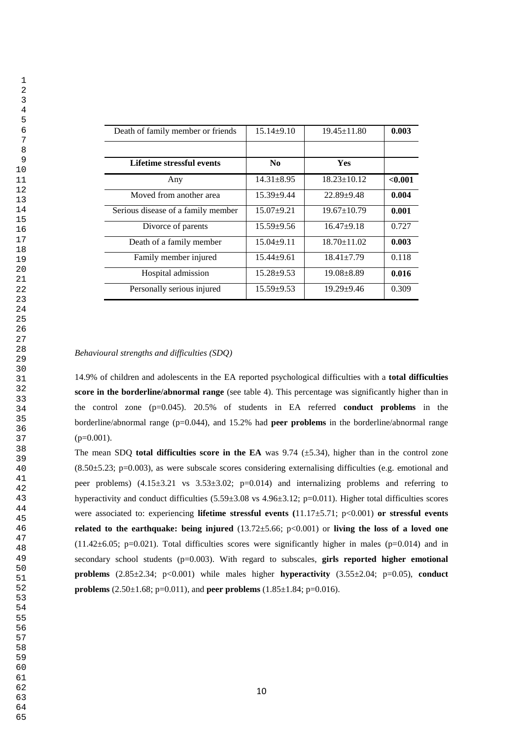| Death of family member or friends | 15.14±9.10 | 19.45±11.80 | **0.003** |
|---|---|---|---|
| | | | |
| **Lifetime stressful events** | **No** | **Yes** | |
| Any | 14.31±8.95 | 18.23±10.12 | **<0.001** |
| Moved from another area | 15.39±9.44 | 22.89±9.48 | **0.004** |
| Serious disease of a family member | 15.07±9.21 | 19.67±10.79 | **0.001** |
| Divorce of parents | 15.59±9.56 | 16.47±9.18 | 0.727 |
| Death of a family member | 15.04±9.11 | 18.70±11.02 | **0.003** |
| Family member injured | 15.44±9.61 | 18.41±7.79 | 0.118 |
| Hospital admission | 15.28±9.53 | 19.08±8.89 | **0.016** |
| Personally serious injured | 15.59±9.53 | 19.29±9.46 | 0.309 |

*Behavioural strengths and difficulties (SDQ)*

14.9% of children and adolescents in the EA reported psychological difficulties with a **total difficulties score in the borderline/abnormal range** (see table 4). This percentage was significantly higher than in the control zone (p=0.045). 20.5% of students in EA referred **conduct problems** in the borderline/abnormal range (p=0.044), and 15.2% had **peer problems** in the borderline/abnormal range (p=0.001).

The mean SDQ **total difficulties score in the EA** was 9.74 (±5.34), higher than in the control zone (8.50±5.23; p=0.003), as were subscale scores considering externalising difficulties (e.g. emotional and peer problems) (4.15±3.21 vs 3.53±3.02; p=0.014) and internalizing problems and referring to hyperactivity and conduct difficulties (5.59±3.08 vs 4.96±3.12; p=0.011). Higher total difficulties scores were associated to: experiencing **lifetime stressful events (**11.17±5.71; p<0.001) **or stressful events related to the earthquake: being injured** (13.72±5.66; p<0.001) or **living the loss of a loved one** (11.42±6.05; p=0.021). Total difficulties scores were significantly higher in males (p=0.014) and in secondary school students (p=0.003). With regard to subscales, **girls reported higher emotional problems** (2.85±2.34; p<0.001) while males higher **hyperactivity** (3.55±2.04; p=0.05), **conduct problems** (2.50±1.68; p=0.011), and **peer problems** (1.85±1.84; p=0.016).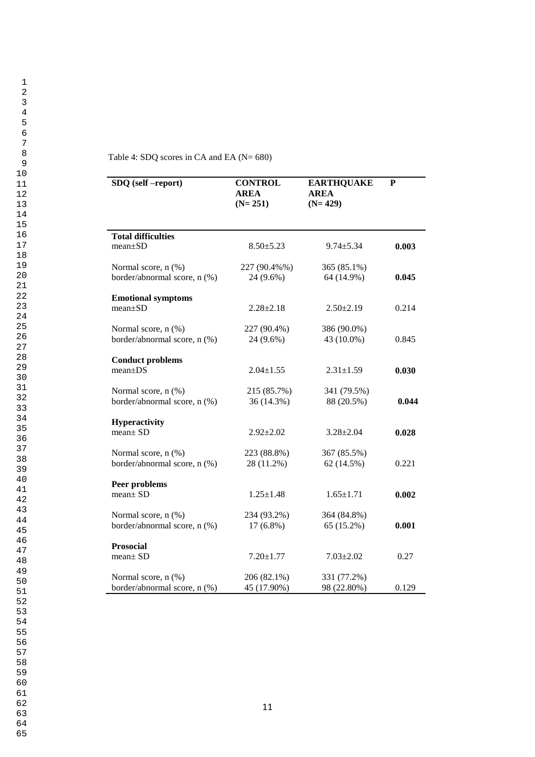Table 4: SDQ scores in CA and EA (N= 680)

| SDQ (self –report) | CONTROL AREA (N= 251) | EARTHQUAKE AREA (N= 429) | P |
|---|---|---|---|
| **Total difficulties** | | | |
| mean±SD | 8.50±5.23 | 9.74±5.34 | **0.003** |
| Normal score, n (%) | 227 (90.4%%) | 365 (85.1%) | |
| border/abnormal score, n (%) | 24 (9.6%) | 64 (14.9%) | **0.045** |
| **Emotional symptoms** | | | |
| mean±SD | 2.28±2.18 | 2.50±2.19 | 0.214 |
| Normal score, n (%) | 227 (90.4%) | 386 (90.0%) | |
| border/abnormal score, n (%) | 24 (9.6%) | 43 (10.0%) | 0.845 |
| **Conduct problems** | | | |
| mean±DS | 2.04±1.55 | 2.31±1.59 | **0.030** |
| Normal score, n (%) | 215 (85.7%) | 341 (79.5%) | |
| border/abnormal score, n (%) | 36 (14.3%) | 88 (20.5%) | **0.044** |
| **Hyperactivity** | | | |
| mean± SD | 2.92±2.02 | 3.28±2.04 | **0.028** |
| Normal score, n (%) | 223 (88.8%) | 367 (85.5%) | |
| border/abnormal score, n (%) | 28 (11.2%) | 62 (14.5%) | 0.221 |
| **Peer problems** | | | |
| mean± SD | 1.25±1.48 | 1.65±1.71 | **0.002** |
| Normal score, n (%) | 234 (93.2%) | 364 (84.8%) | |
| border/abnormal score, n (%) | 17 (6.8%) | 65 (15.2%) | **0.001** |
| **Prosocial** | | | |
| mean± SD | 7.20±1.77 | 7.03±2.02 | 0.27 |
| Normal score, n (%) | 206 (82.1%) | 331 (77.2%) | |
| border/abnormal score, n (%) | 45 (17.90%) | 98 (22.80%) | 0.129 |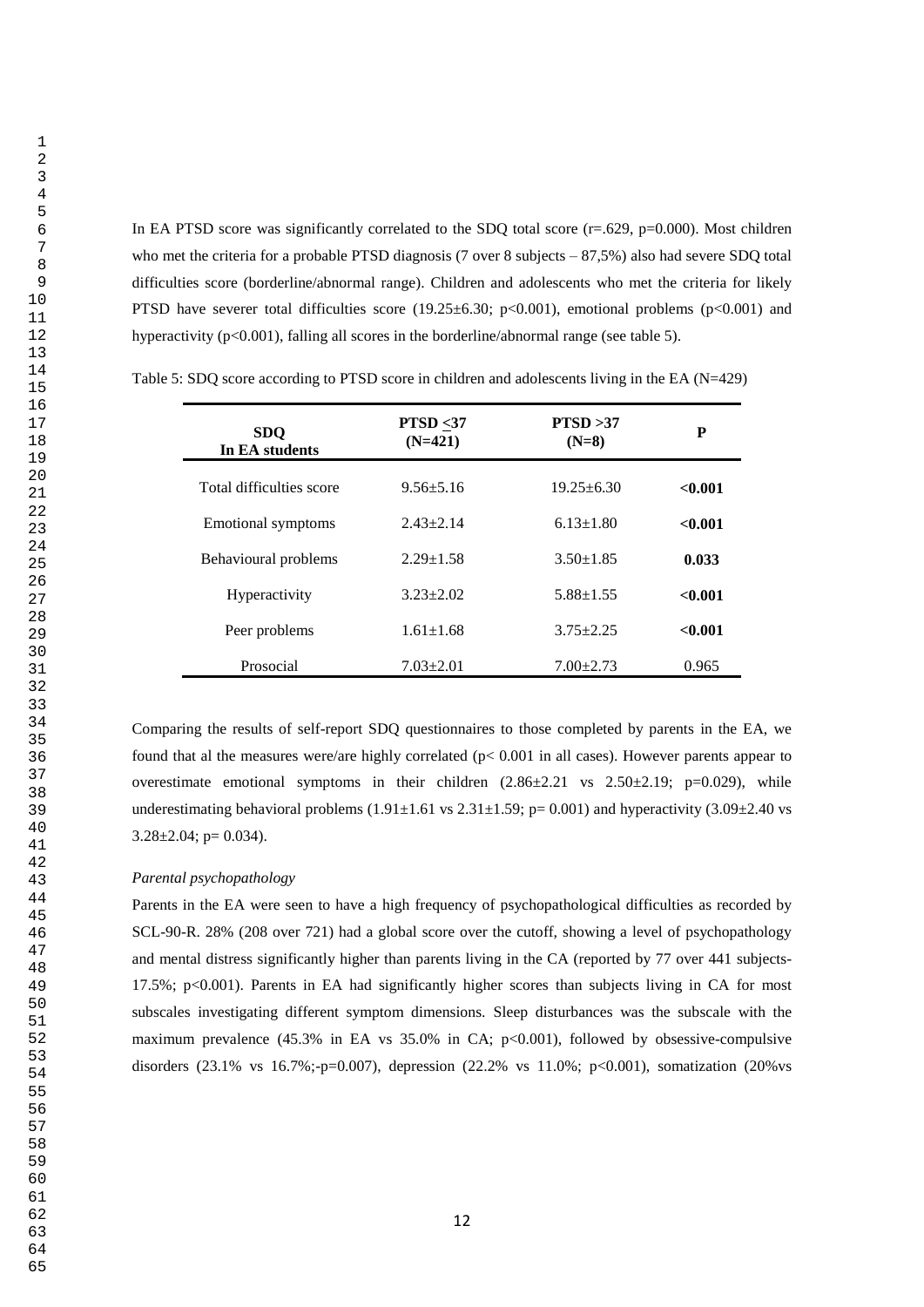In EA PTSD score was significantly correlated to the SDQ total score (r=.629, p=0.000). Most children who met the criteria for a probable PTSD diagnosis (7 over 8 subjects – 87,5%) also had severe SDQ total difficulties score (borderline/abnormal range). Children and adolescents who met the criteria for likely PTSD have severer total difficulties score (19.25±6.30; p<0.001), emotional problems (p<0.001) and hyperactivity (p<0.001), falling all scores in the borderline/abnormal range (see table 5).

Table 5: SDQ score according to PTSD score in children and adolescents living in the EA (N=429)

| **SDQ In EA students** | **PTSD ≤37 (N=421)** | **PTSD >37 (N=8)** | **P** |
|---|---|---|---|
| Total difficulties score | 9.56±5.16 | 19.25±6.30 | **<0.001** |
| Emotional symptoms | 2.43±2.14 | 6.13±1.80 | **<0.001** |
| Behavioural problems | 2.29±1.58 | 3.50±1.85 | **0.033** |
| Hyperactivity | 3.23±2.02 | 5.88±1.55 | **<0.001** |
| Peer problems | 1.61±1.68 | 3.75±2.25 | **<0.001** |
| Prosocial | 7.03±2.01 | 7.00±2.73 | 0.965 |

Comparing the results of self-report SDQ questionnaires to those completed by parents in the EA, we found that al the measures were/are highly correlated (p< 0.001 in all cases). However parents appear to overestimate emotional symptoms in their children (2.86±2.21 vs 2.50±2.19; p=0.029), while underestimating behavioral problems (1.91±1.61 vs 2.31±1.59; p= 0.001) and hyperactivity (3.09±2.40 vs 3.28±2.04; p= 0.034).

*Parental psychopathology*

Parents in the EA were seen to have a high frequency of psychopathological difficulties as recorded by SCL-90-R. 28% (208 over 721) had a global score over the cutoff, showing a level of psychopathology and mental distress significantly higher than parents living in the CA (reported by 77 over 441 subjects- 17.5%; p<0.001). Parents in EA had significantly higher scores than subjects living in CA for most subscales investigating different symptom dimensions. Sleep disturbances was the subscale with the maximum prevalence (45.3% in EA vs 35.0% in CA; p<0.001), followed by obsessive-compulsive disorders (23.1% vs 16.7%;-p=0.007), depression (22.2% vs 11.0%; p<0.001), somatization (20%vs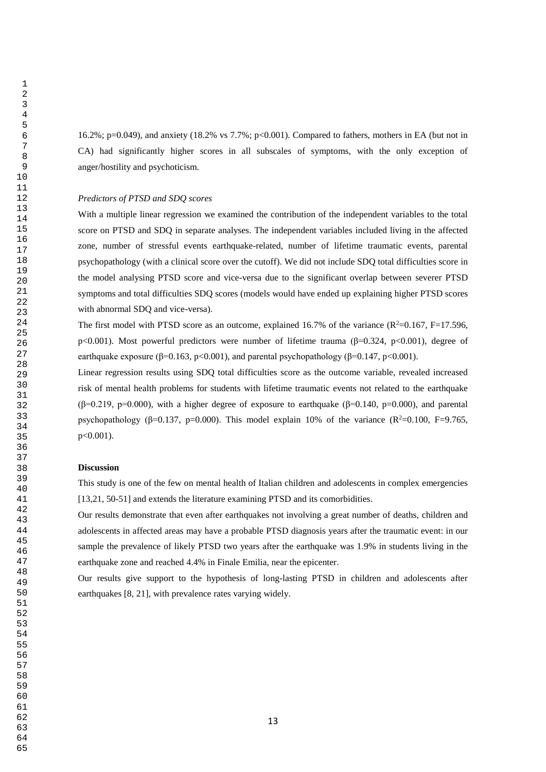16.2%; $p=0.049$), and anxiety (18.2% vs 7.7%; $p<0.001$). Compared to fathers, mothers in EA (but not in CA) had significantly higher scores in all subscales of symptoms, with the only exception of anger/hostility and psychoticism.

### *Predictors of PTSD and SDQ scores*

With a multiple linear regression we examined the contribution of the independent variables to the total score on PTSD and SDQ in separate analyses. The independent variables included living in the affected zone, number of stressful events earthquake-related, number of lifetime traumatic events, parental psychopathology (with a clinical score over the cutoff). We did not include SDQ total difficulties score in the model analysing PTSD score and vice-versa due to the significant overlap between severer PTSD symptoms and total difficulties SDQ scores (models would have ended up explaining higher PTSD scores with abnormal SDQ and vice-versa).

The first model with PTSD score as an outcome, explained 16.7% of the variance ($R^2=0.167$, $F=17.596$, $p<0.001$). Most powerful predictors were number of lifetime trauma ($\beta=0.324$, $p<0.001$), degree of earthquake exposure ($\beta=0.163$, $p<0.001$), and parental psychopathology ($\beta=0.147$, $p<0.001$).

Linear regression results using SDQ total difficulties score as the outcome variable, revealed increased risk of mental health problems for students with lifetime traumatic events not related to the earthquake ($\beta=0.219$, $p=0.000$), with a higher degree of exposure to earthquake ($\beta=0.140$, $p=0.000$), and parental psychopathology ($\beta=0.137$, $p=0.000$). This model explain 10% of the variance ($R^2=0.100$, $F=9.765$, $p<0.001$).

## **Discussion**

This study is one of the few on mental health of Italian children and adolescents in complex emergencies [13,21, 50-51] and extends the literature examining PTSD and its comorbidities.

Our results demonstrate that even after earthquakes not involving a great number of deaths, children and adolescents in affected areas may have a probable PTSD diagnosis years after the traumatic event: in our sample the prevalence of likely PTSD two years after the earthquake was 1.9% in students living in the earthquake zone and reached 4.4% in Finale Emilia, near the epicenter.

Our results give support to the hypothesis of long-lasting PTSD in children and adolescents after earthquakes [8, 21], with prevalence rates varying widely.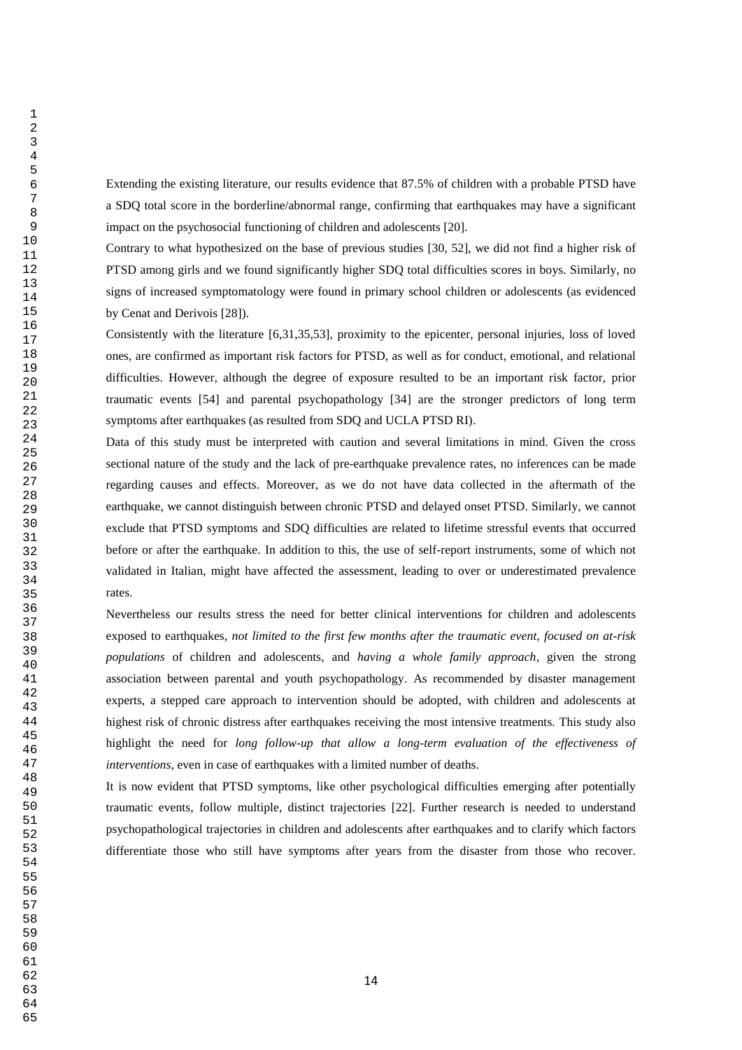Extending the existing literature, our results evidence that 87.5% of children with a probable PTSD have a SDQ total score in the borderline/abnormal range, confirming that earthquakes may have a significant impact on the psychosocial functioning of children and adolescents [20].

Contrary to what hypothesized on the base of previous studies [30, 52], we did not find a higher risk of PTSD among girls and we found significantly higher SDQ total difficulties scores in boys. Similarly, no signs of increased symptomatology were found in primary school children or adolescents (as evidenced by Cenat and Derivois [28]).

Consistently with the literature [6,31,35,53], proximity to the epicenter, personal injuries, loss of loved ones, are confirmed as important risk factors for PTSD, as well as for conduct, emotional, and relational difficulties. However, although the degree of exposure resulted to be an important risk factor, prior traumatic events [54] and parental psychopathology [34] are the stronger predictors of long term symptoms after earthquakes (as resulted from SDQ and UCLA PTSD RI).

Data of this study must be interpreted with caution and several limitations in mind. Given the cross sectional nature of the study and the lack of pre-earthquake prevalence rates, no inferences can be made regarding causes and effects. Moreover, as we do not have data collected in the aftermath of the earthquake, we cannot distinguish between chronic PTSD and delayed onset PTSD. Similarly, we cannot exclude that PTSD symptoms and SDQ difficulties are related to lifetime stressful events that occurred before or after the earthquake. In addition to this, the use of self-report instruments, some of which not validated in Italian, might have affected the assessment, leading to over or underestimated prevalence rates.

Nevertheless our results stress the need for better clinical interventions for children and adolescents exposed to earthquakes, *not limited to the first few months after the traumatic event*, *focused on at-risk populations* of children and adolescents, and *having a whole family approach*, given the strong association between parental and youth psychopathology. As recommended by disaster management experts, a stepped care approach to intervention should be adopted, with children and adolescents at highest risk of chronic distress after earthquakes receiving the most intensive treatments. This study also highlight the need for *long follow-up that allow a long-term evaluation of the effectiveness of interventions*, even in case of earthquakes with a limited number of deaths.

It is now evident that PTSD symptoms, like other psychological difficulties emerging after potentially traumatic events, follow multiple, distinct trajectories [22]. Further research is needed to understand psychopathological trajectories in children and adolescents after earthquakes and to clarify which factors differentiate those who still have symptoms after years from the disaster from those who recover.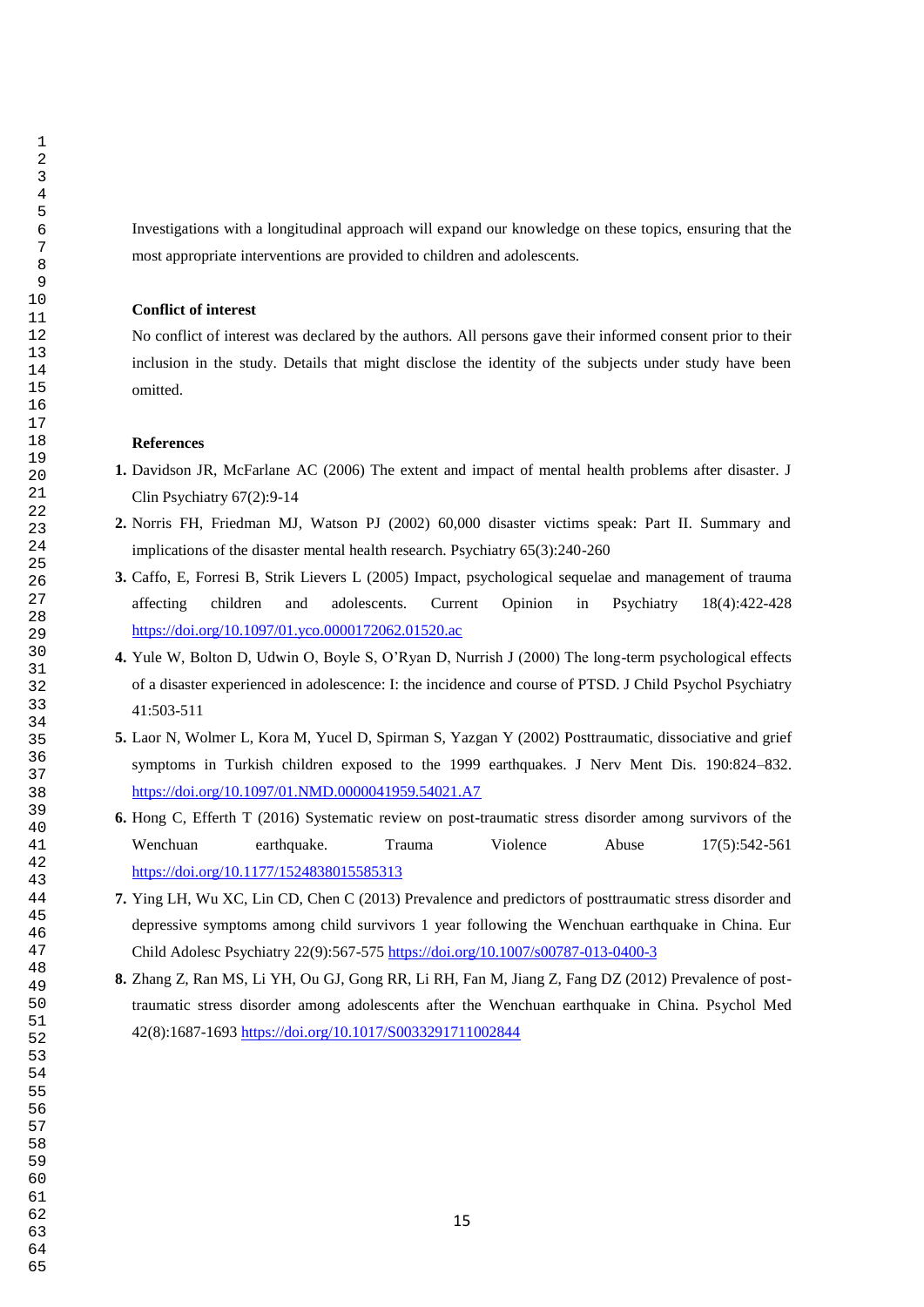Investigations with a longitudinal approach will expand our knowledge on these topics, ensuring that the most appropriate interventions are provided to children and adolescents.

**Conflict of interest**

No conflict of interest was declared by the authors. All persons gave their informed consent prior to their inclusion in the study. Details that might disclose the identity of the subjects under study have been omitted.

**References**

1. Davidson JR, McFarlane AC (2006) The extent and impact of mental health problems after disaster. J Clin Psychiatry 67(2):9-14
2. Norris FH, Friedman MJ, Watson PJ (2002) 60,000 disaster victims speak: Part II. Summary and implications of the disaster mental health research. Psychiatry 65(3):240-260
3. Caffo, E, Forresi B, Strik Lievers L (2005) Impact, psychological sequelae and management of trauma affecting children and adolescents. Current Opinion in Psychiatry 18(4):422-428 https://doi.org/10.1097/01.yco.0000172062.01520.ac
4. Yule W, Bolton D, Udwin O, Boyle S, O'Ryan D, Nurrish J (2000) The long-term psychological effects of a disaster experienced in adolescence: I: the incidence and course of PTSD. J Child Psychol Psychiatry 41:503-511
5. Laor N, Wolmer L, Kora M, Yucel D, Spirman S, Yazgan Y (2002) Posttraumatic, dissociative and grief symptoms in Turkish children exposed to the 1999 earthquakes. J Nerv Ment Dis. 190:824–832. https://doi.org/10.1097/01.NMD.0000041959.54021.A7
6. Hong C, Efferth T (2016) Systematic review on post-traumatic stress disorder among survivors of the Wenchuan earthquake. Trauma Violence Abuse 17(5):542-561 https://doi.org/10.1177/1524838015585313
7. Ying LH, Wu XC, Lin CD, Chen C (2013) Prevalence and predictors of posttraumatic stress disorder and depressive symptoms among child survivors 1 year following the Wenchuan earthquake in China. Eur Child Adolesc Psychiatry 22(9):567-575 https://doi.org/10.1007/s00787-013-0400-3
8. Zhang Z, Ran MS, Li YH, Ou GJ, Gong RR, Li RH, Fan M, Jiang Z, Fang DZ (2012) Prevalence of post-traumatic stress disorder among adolescents after the Wenchuan earthquake in China. Psychol Med 42(8):1687-1693 https://doi.org/10.1017/S0033291711002844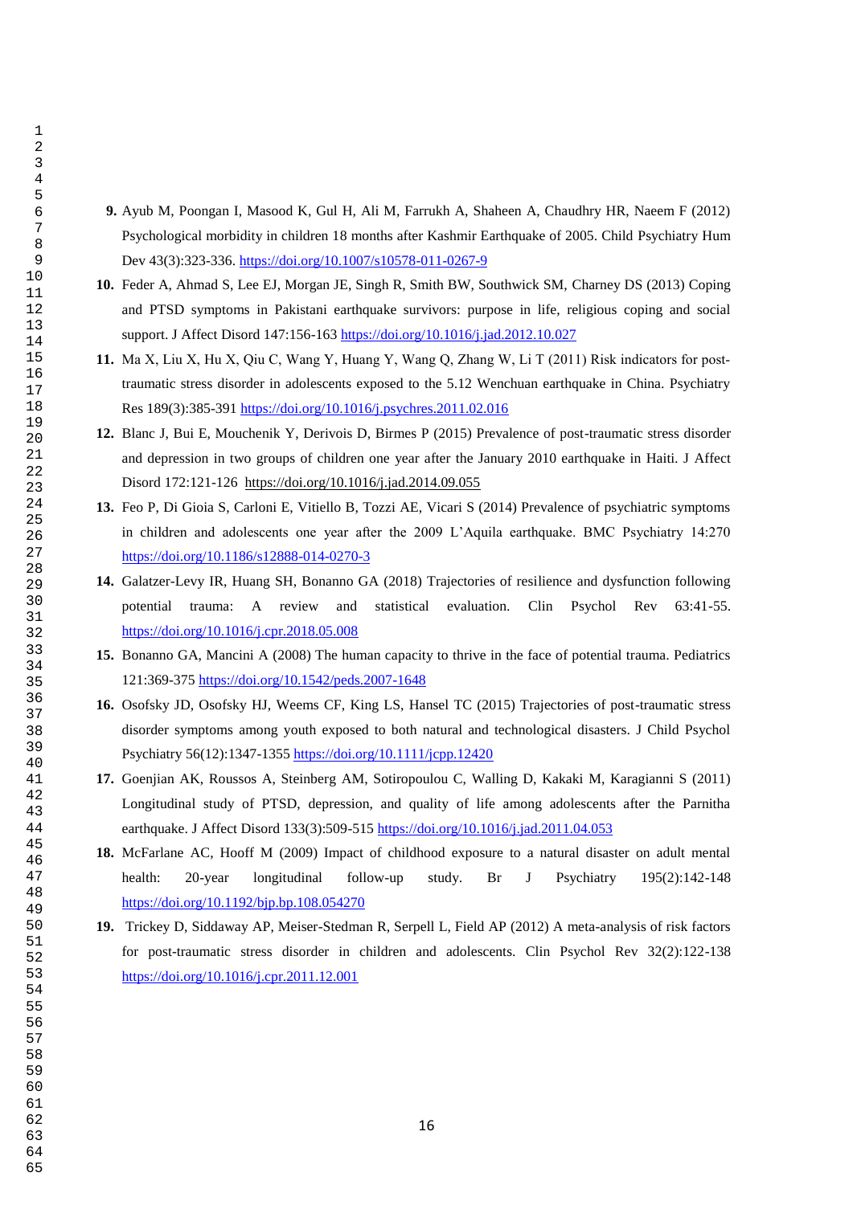9. Ayub M, Poongan I, Masood K, Gul H, Ali M, Farrukh A, Shaheen A, Chaudhry HR, Naeem F (2012) Psychological morbidity in children 18 months after Kashmir Earthquake of 2005. Child Psychiatry Hum Dev 43(3):323-336. https://doi.org/10.1007/s10578-011-0267-9
10. Feder A, Ahmad S, Lee EJ, Morgan JE, Singh R, Smith BW, Southwick SM, Charney DS (2013) Coping and PTSD symptoms in Pakistani earthquake survivors: purpose in life, religious coping and social support. J Affect Disord 147:156-163 https://doi.org/10.1016/j.jad.2012.10.027
11. Ma X, Liu X, Hu X, Qiu C, Wang Y, Huang Y, Wang Q, Zhang W, Li T (2011) Risk indicators for post-traumatic stress disorder in adolescents exposed to the 5.12 Wenchuan earthquake in China. Psychiatry Res 189(3):385-391 https://doi.org/10.1016/j.psychres.2011.02.016
12. Blanc J, Bui E, Mouchenik Y, Derivois D, Birmes P (2015) Prevalence of post-traumatic stress disorder and depression in two groups of children one year after the January 2010 earthquake in Haiti. J Affect Disord 172:121-126 https://doi.org/10.1016/j.jad.2014.09.055
13. Feo P, Di Gioia S, Carloni E, Vitiello B, Tozzi AE, Vicari S (2014) Prevalence of psychiatric symptoms in children and adolescents one year after the 2009 L'Aquila earthquake. BMC Psychiatry 14:270 https://doi.org/10.1186/s12888-014-0270-3
14. Galatzer-Levy IR, Huang SH, Bonanno GA (2018) Trajectories of resilience and dysfunction following potential trauma: A review and statistical evaluation. Clin Psychol Rev 63:41-55. https://doi.org/10.1016/j.cpr.2018.05.008
15. Bonanno GA, Mancini A (2008) The human capacity to thrive in the face of potential trauma. Pediatrics 121:369-375 https://doi.org/10.1542/peds.2007-1648
16. Osofsky JD, Osofsky HJ, Weems CF, King LS, Hansel TC (2015) Trajectories of post-traumatic stress disorder symptoms among youth exposed to both natural and technological disasters. J Child Psychol Psychiatry 56(12):1347-1355 https://doi.org/10.1111/jcpp.12420
17. Goenjian AK, Roussos A, Steinberg AM, Sotiropoulou C, Walling D, Kakaki M, Karagianni S (2011) Longitudinal study of PTSD, depression, and quality of life among adolescents after the Parnitha earthquake. J Affect Disord 133(3):509-515 https://doi.org/10.1016/j.jad.2011.04.053
18. McFarlane AC, Hooff M (2009) Impact of childhood exposure to a natural disaster on adult mental health: 20-year longitudinal follow-up study. Br J Psychiatry 195(2):142-148 https://doi.org/10.1192/bjp.bp.108.054270
19. Trickey D, Siddaway AP, Meiser-Stedman R, Serpell L, Field AP (2012) A meta-analysis of risk factors for post-traumatic stress disorder in children and adolescents. Clin Psychol Rev 32(2):122-138 https://doi.org/10.1016/j.cpr.2011.12.001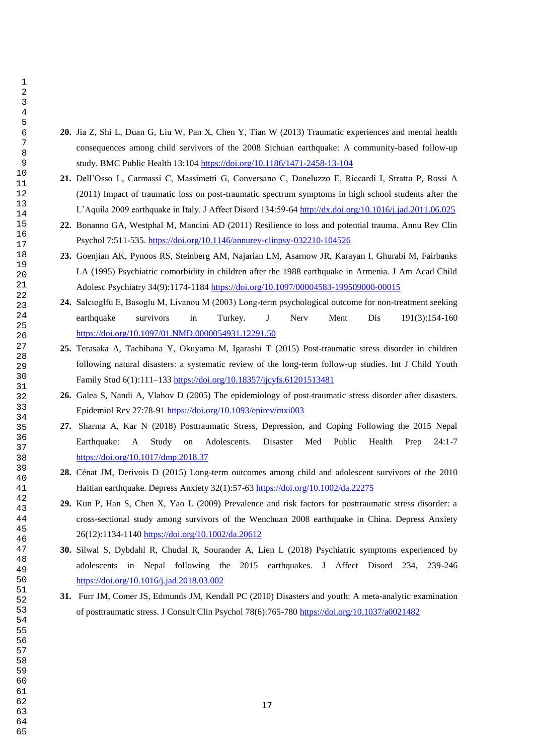20. Jia Z, Shi L, Duan G, Liu W, Pan X, Chen Y, Tian W (2013) Traumatic experiences and mental health consequences among child servivors of the 2008 Sichuan earthquake: A community-based follow-up study. BMC Public Health 13:104 https://doi.org/10.1186/1471-2458-13-104

21. Dell'Osso L, Carmassi C, Massimetti G, Conversano C, Daneluzzo E, Riccardi I, Stratta P, Rossi A (2011) Impact of traumatic loss on post-traumatic spectrum symptoms in high school students after the L'Aquila 2009 earthquake in Italy. J Affect Disord 134:59-64 http://dx.doi.org/10.1016/j.jad.2011.06.025

22. Bonanno GA, Westphal M, Mancini AD (2011) Resilience to loss and potential trauma. Annu Rev Clin Psychol 7:511-535. https://doi.org/10.1146/annurev-clinpsy-032210-104526

23. Goenjian AK, Pynoos RS, Steinberg AM, Najarian LM, Asarnow JR, Karayan I, Ghurabi M, Fairbanks LA (1995) Psychiatric comorbidity in children after the 1988 earthquake in Armenia. J Am Acad Child Adolesc Psychiatry 34(9):1174-1184 https://doi.org/10.1097/00004583-199509000-00015

24. Salcıoglfu E, Basoglu M, Livanou M (2003) Long-term psychological outcome for non-treatment seeking earthquake survivors in Turkey. J Nerv Ment Dis 191(3):154-160 https://doi.org/10.1097/01.NMD.0000054931.12291.50

25. Terasaka A, Tachibana Y, Okuyama M, Igarashi T (2015) Post-traumatic stress disorder in children following natural disasters: a systematic review of the long-term follow-up studies. Int J Child Youth Family Stud 6(1):111–133 https://doi.org/10.18357/ijcyfs.61201513481

26. Galea S, Nandi A, Vlahov D (2005) The epidemiology of post-traumatic stress disorder after disasters. Epidemiol Rev 27:78-91 https://doi.org/10.1093/epirev/mxi003

27. Sharma A, Kar N (2018) Posttraumatic Stress, Depression, and Coping Following the 2015 Nepal Earthquake: A Study on Adolescents. Disaster Med Public Health Prep 24:1-7 https://doi.org/10.1017/dmp.2018.37

28. Cénat JM, Derivois D (2015) Long-term outcomes among child and adolescent survivors of the 2010 Haitian earthquake. Depress Anxiety 32(1):57-63 https://doi.org/10.1002/da.22275

29. Kun P, Han S, Chen X, Yao L (2009) Prevalence and risk factors for posttraumatic stress disorder: a cross-sectional study among survivors of the Wenchuan 2008 earthquake in China. Depress Anxiety 26(12):1134-1140 https://doi.org/10.1002/da.20612

30. Silwal S, Dybdahl R, Chudal R, Sourander A, Lien L (2018) Psychiatric symptoms experienced by adolescents in Nepal following the 2015 earthquakes. J Affect Disord 234, 239-246 https://doi.org/10.1016/j.jad.2018.03.002

31. Furr JM, Comer JS, Edmunds JM, Kendall PC (2010) Disasters and youth: A meta-analytic examination of posttraumatic stress. J Consult Clin Psychol 78(6):765-780 https://doi.org/10.1037/a0021482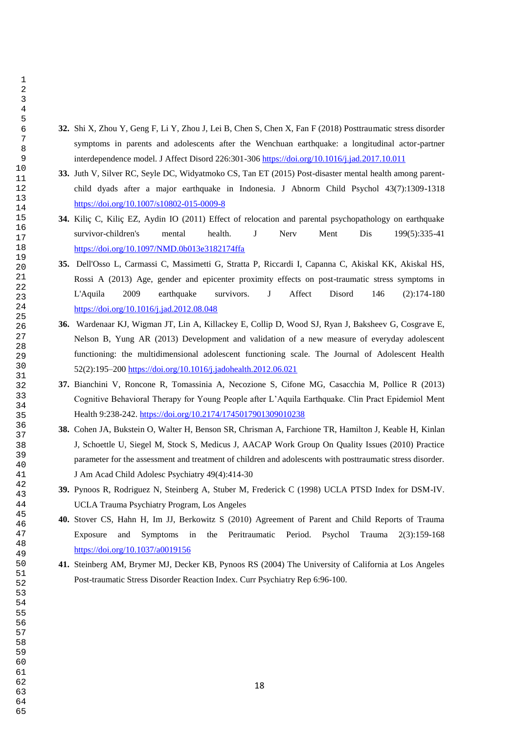32. Shi X, Zhou Y, Geng F, Li Y, Zhou J, Lei B, Chen S, Chen X, Fan F (2018) Posttraumatic stress disorder symptoms in parents and adolescents after the Wenchuan earthquake: a longitudinal actor-partner interdependence model. J Affect Disord 226:301-306 https://doi.org/10.1016/j.jad.2017.10.011

33. Juth V, Silver RC, Seyle DC, Widyatmoko CS, Tan ET (2015) Post-disaster mental health among parent-child dyads after a major earthquake in Indonesia. J Abnorm Child Psychol 43(7):1309-1318 https://doi.org/10.1007/s10802-015-0009-8

34. Kiliç C, Kiliç EZ, Aydin IO (2011) Effect of relocation and parental psychopathology on earthquake survivor-children's mental health. J Nerv Ment Dis 199(5):335-41 https://doi.org/10.1097/NMD.0b013e3182174ffa

35. Dell'Osso L, Carmassi C, Massimetti G, Stratta P, Riccardi I, Capanna C, Akiskal KK, Akiskal HS, Rossi A (2013) Age, gender and epicenter proximity effects on post-traumatic stress symptoms in L'Aquila 2009 earthquake survivors. J Affect Disord 146 (2):174-180 https://doi.org/10.1016/j.jad.2012.08.048

36. Wardenaar KJ, Wigman JT, Lin A, Killackey E, Collip D, Wood SJ, Ryan J, Baksheev G, Cosgrave E, Nelson B, Yung AR (2013) Development and validation of a new measure of everyday adolescent functioning: the multidimensional adolescent functioning scale. The Journal of Adolescent Health 52(2):195–200 https://doi.org/10.1016/j.jadohealth.2012.06.021

37. Bianchini V, Roncone R, Tomassinia A, Necozione S, Cifone MG, Casacchia M, Pollice R (2013) Cognitive Behavioral Therapy for Young People after L'Aquila Earthquake. Clin Pract Epidemiol Ment Health 9:238-242. https://doi.org/10.2174/1745017901309010238

38. Cohen JA, Bukstein O, Walter H, Benson SR, Chrisman A, Farchione TR, Hamilton J, Keable H, Kinlan J, Schoettle U, Siegel M, Stock S, Medicus J, AACAP Work Group On Quality Issues (2010) Practice parameter for the assessment and treatment of children and adolescents with posttraumatic stress disorder. J Am Acad Child Adolesc Psychiatry 49(4):414-30

39. Pynoos R, Rodriguez N, Steinberg A, Stuber M, Frederick C (1998) UCLA PTSD Index for DSM-IV. UCLA Trauma Psychiatry Program, Los Angeles

40. Stover CS, Hahn H, Im JJ, Berkowitz S (2010) Agreement of Parent and Child Reports of Trauma Exposure and Symptoms in the Peritraumatic Period. Psychol Trauma 2(3):159-168 https://doi.org/10.1037/a0019156

41. Steinberg AM, Brymer MJ, Decker KB, Pynoos RS (2004) The University of California at Los Angeles Post-traumatic Stress Disorder Reaction Index. Curr Psychiatry Rep 6:96-100.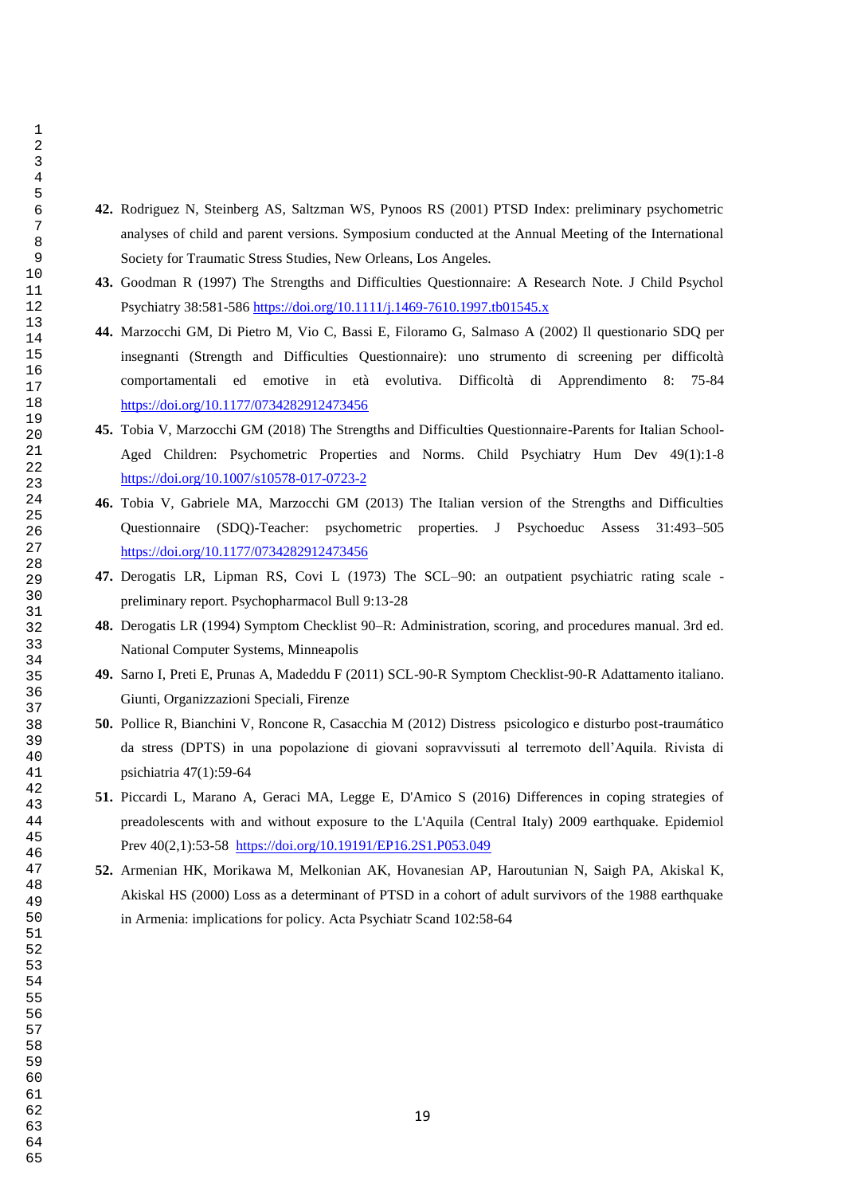42. Rodriguez N, Steinberg AS, Saltzman WS, Pynoos RS (2001) PTSD Index: preliminary psychometric analyses of child and parent versions. Symposium conducted at the Annual Meeting of the International Society for Traumatic Stress Studies, New Orleans, Los Angeles.

43. Goodman R (1997) The Strengths and Difficulties Questionnaire: A Research Note. J Child Psychol Psychiatry 38:581-586 https://doi.org/10.1111/j.1469-7610.1997.tb01545.x

44. Marzocchi GM, Di Pietro M, Vio C, Bassi E, Filoramo G, Salmaso A (2002) Il questionario SDQ per insegnanti (Strength and Difficulties Questionnaire): uno strumento di screening per difficoltà comportamentali ed emotive in età evolutiva. Difficoltà di Apprendimento 8: 75-84 https://doi.org/10.1177/0734282912473456

45. Tobia V, Marzocchi GM (2018) The Strengths and Difficulties Questionnaire-Parents for Italian School-Aged Children: Psychometric Properties and Norms. Child Psychiatry Hum Dev 49(1):1-8 https://doi.org/10.1007/s10578-017-0723-2

46. Tobia V, Gabriele MA, Marzocchi GM (2013) The Italian version of the Strengths and Difficulties Questionnaire (SDQ)-Teacher: psychometric properties. J Psychoeduc Assess 31:493–505 https://doi.org/10.1177/0734282912473456

47. Derogatis LR, Lipman RS, Covi L (1973) The SCL–90: an outpatient psychiatric rating scale - preliminary report. Psychopharmacol Bull 9:13-28

48. Derogatis LR (1994) Symptom Checklist 90–R: Administration, scoring, and procedures manual. 3rd ed. National Computer Systems, Minneapolis

49. Sarno I, Preti E, Prunas A, Madeddu F (2011) SCL-90-R Symptom Checklist-90-R Adattamento italiano. Giunti, Organizzazioni Speciali, Firenze

50. Pollice R, Bianchini V, Roncone R, Casacchia M (2012) Distress psicologico e disturbo post-traumático da stress (DPTS) in una popolazione di giovani sopravvissuti al terremoto dell'Aquila. Rivista di psichiatria 47(1):59-64

51. Piccardi L, Marano A, Geraci MA, Legge E, D'Amico S (2016) Differences in coping strategies of preadolescents with and without exposure to the L'Aquila (Central Italy) 2009 earthquake. Epidemiol Prev 40(2,1):53-58 https://doi.org/10.19191/EP16.2S1.P053.049

52. Armenian HK, Morikawa M, Melkonian AK, Hovanesian AP, Haroutunian N, Saigh PA, Akiskal K, Akiskal HS (2000) Loss as a determinant of PTSD in a cohort of adult survivors of the 1988 earthquake in Armenia: implications for policy. Acta Psychiatr Scand 102:58-64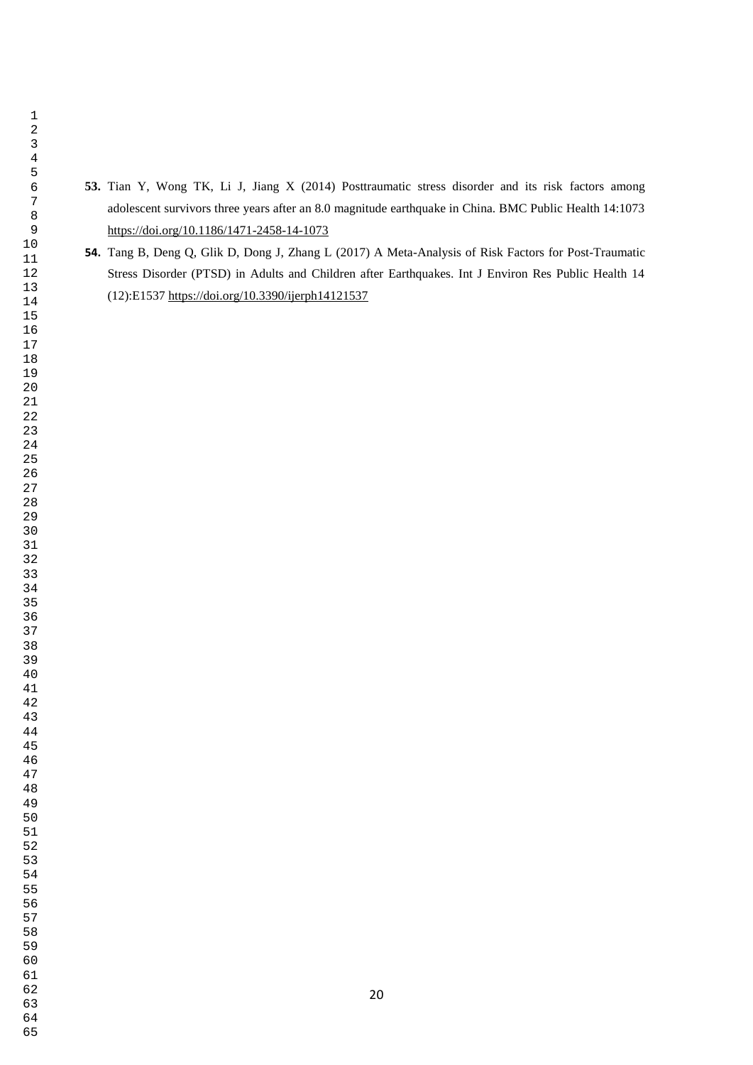53. Tian Y, Wong TK, Li J, Jiang X (2014) Posttraumatic stress disorder and its risk factors among adolescent survivors three years after an 8.0 magnitude earthquake in China. BMC Public Health 14:1073 https://doi.org/10.1186/1471-2458-14-1073

54. Tang B, Deng Q, Glik D, Dong J, Zhang L (2017) A Meta-Analysis of Risk Factors for Post-Traumatic Stress Disorder (PTSD) in Adults and Children after Earthquakes. Int J Environ Res Public Health 14 (12):E1537 https://doi.org/10.3390/ijerph14121537